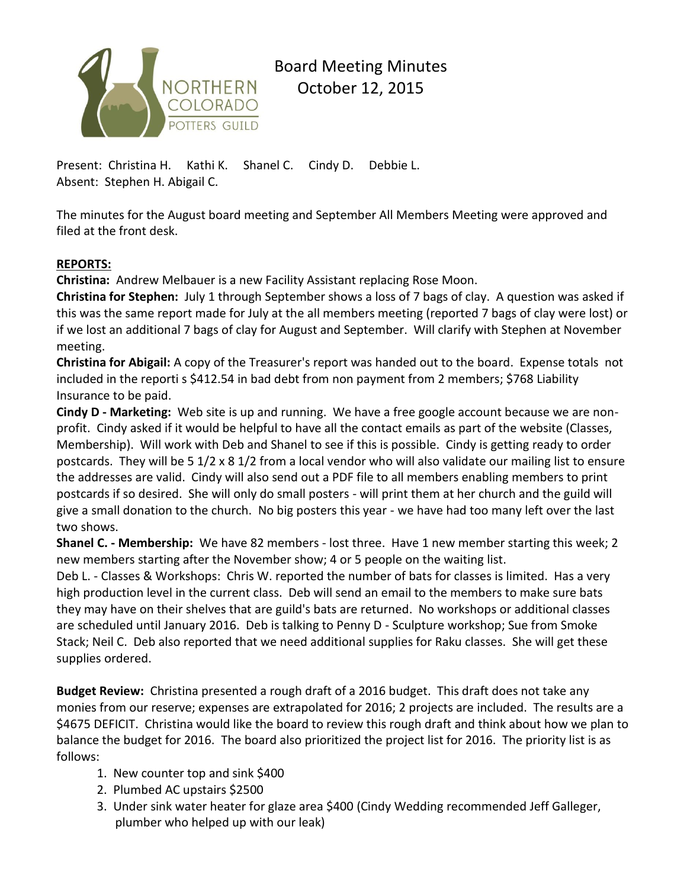# Board Meeting Minutes
October 12, 2015

Present: Christina H. Kathi K. Shanel C. Cindy D. Debbie L.
Absent: Stephen H. Abigail C.

The minutes for the August board meeting and September All Members Meeting were approved and filed at the front desk.

**REPORTS:**

**Christina:** Andrew Melbauer is a new Facility Assistant replacing Rose Moon.

**Christina for Stephen:** July 1 through September shows a loss of 7 bags of clay. A question was asked if this was the same report made for July at the all members meeting (reported 7 bags of clay were lost) or if we lost an additional 7 bags of clay for August and September. Will clarify with Stephen at November meeting.

**Christina for Abigail:** A copy of the Treasurer's report was handed out to the board. Expense totals not included in the reporti s $412.54 in bad debt from non payment from 2 members; $768 Liability Insurance to be paid.

**Cindy D - Marketing:** Web site is up and running. We have a free google account because we are non-profit. Cindy asked if it would be helpful to have all the contact emails as part of the website (Classes, Membership). Will work with Deb and Shanel to see if this is possible. Cindy is getting ready to order postcards. They will be 5 1/2 x 8 1/2 from a local vendor who will also validate our mailing list to ensure the addresses are valid. Cindy will also send out a PDF file to all members enabling members to print postcards if so desired. She will only do small posters - will print them at her church and the guild will give a small donation to the church. No big posters this year - we have had too many left over the last two shows.

**Shanel C. - Membership:** We have 82 members - lost three. Have 1 new member starting this week; 2 new members starting after the November show; 4 or 5 people on the waiting list.

Deb L. - Classes & Workshops: Chris W. reported the number of bats for classes is limited. Has a very high production level in the current class. Deb will send an email to the members to make sure bats they may have on their shelves that are guild's bats are returned. No workshops or additional classes are scheduled until January 2016. Deb is talking to Penny D - Sculpture workshop; Sue from Smoke Stack; Neil C. Deb also reported that we need additional supplies for Raku classes. She will get these supplies ordered.

**Budget Review:** Christina presented a rough draft of a 2016 budget. This draft does not take any monies from our reserve; expenses are extrapolated for 2016; 2 projects are included. The results are a $4675 DEFICIT. Christina would like the board to review this rough draft and think about how we plan to balance the budget for 2016. The board also prioritized the project list for 2016. The priority list is as follows:

1. New counter top and sink $400
2. Plumbed AC upstairs $2500
3. Under sink water heater for glaze area $400 (Cindy Wedding recommended Jeff Galleger, plumber who helped up with our leak)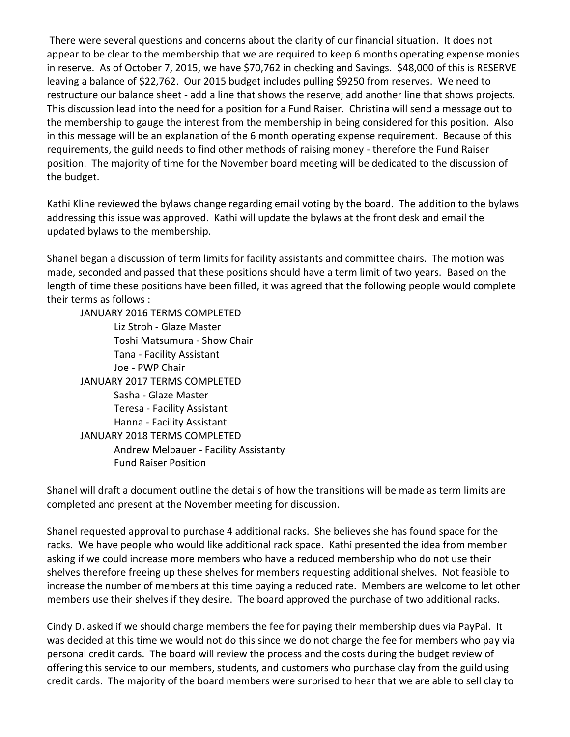There were several questions and concerns about the clarity of our financial situation. It does not appear to be clear to the membership that we are required to keep 6 months operating expense monies in reserve. As of October 7, 2015, we have $70,762 in checking and Savings. $48,000 of this is RESERVE leaving a balance of $22,762. Our 2015 budget includes pulling $9250 from reserves. We need to restructure our balance sheet - add a line that shows the reserve; add another line that shows projects. This discussion lead into the need for a position for a Fund Raiser. Christina will send a message out to the membership to gauge the interest from the membership in being considered for this position. Also in this message will be an explanation of the 6 month operating expense requirement. Because of this requirements, the guild needs to find other methods of raising money - therefore the Fund Raiser position. The majority of time for the November board meeting will be dedicated to the discussion of the budget.

Kathi Kline reviewed the bylaws change regarding email voting by the board. The addition to the bylaws addressing this issue was approved. Kathi will update the bylaws at the front desk and email the updated bylaws to the membership.

Shanel began a discussion of term limits for facility assistants and committee chairs. The motion was made, seconded and passed that these positions should have a term limit of two years. Based on the length of time these positions have been filled, it was agreed that the following people would complete their terms as follows :

- JANUARY 2016 TERMS COMPLETED
  - Liz Stroh - Glaze Master
  - Toshi Matsumura - Show Chair
  - Tana - Facility Assistant
  - Joe - PWP Chair
- JANUARY 2017 TERMS COMPLETED
  - Sasha - Glaze Master
  - Teresa - Facility Assistant
  - Hanna - Facility Assistant
- JANUARY 2018 TERMS COMPLETED
  - Andrew Melbauer - Facility Assistanty
  - Fund Raiser Position

Shanel will draft a document outline the details of how the transitions will be made as term limits are completed and present at the November meeting for discussion.

Shanel requested approval to purchase 4 additional racks. She believes she has found space for the racks. We have people who would like additional rack space. Kathi presented the idea from member asking if we could increase more members who have a reduced membership who do not use their shelves therefore freeing up these shelves for members requesting additional shelves. Not feasible to increase the number of members at this time paying a reduced rate. Members are welcome to let other members use their shelves if they desire. The board approved the purchase of two additional racks.

Cindy D. asked if we should charge members the fee for paying their membership dues via PayPal. It was decided at this time we would not do this since we do not charge the fee for members who pay via personal credit cards. The board will review the process and the costs during the budget review of offering this service to our members, students, and customers who purchase clay from the guild using credit cards. The majority of the board members were surprised to hear that we are able to sell clay to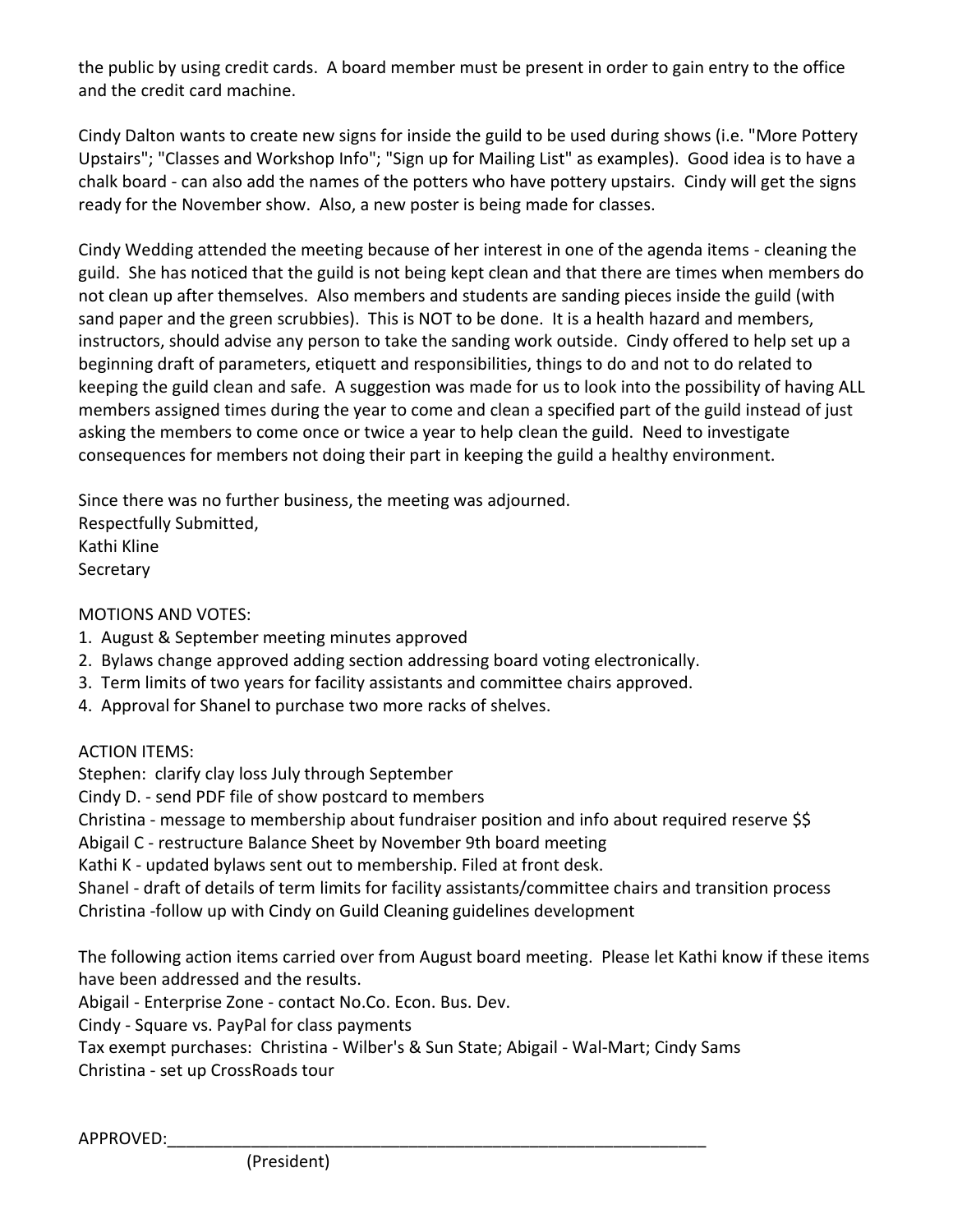the public by using credit cards. A board member must be present in order to gain entry to the office and the credit card machine.

Cindy Dalton wants to create new signs for inside the guild to be used during shows (i.e. "More Pottery Upstairs"; "Classes and Workshop Info"; "Sign up for Mailing List" as examples). Good idea is to have a chalk board - can also add the names of the potters who have pottery upstairs. Cindy will get the signs ready for the November show. Also, a new poster is being made for classes.

Cindy Wedding attended the meeting because of her interest in one of the agenda items - cleaning the guild. She has noticed that the guild is not being kept clean and that there are times when members do not clean up after themselves. Also members and students are sanding pieces inside the guild (with sand paper and the green scrubbies). This is NOT to be done. It is a health hazard and members, instructors, should advise any person to take the sanding work outside. Cindy offered to help set up a beginning draft of parameters, etiquett and responsibilities, things to do and not to do related to keeping the guild clean and safe. A suggestion was made for us to look into the possibility of having ALL members assigned times during the year to come and clean a specified part of the guild instead of just asking the members to come once or twice a year to help clean the guild. Need to investigate consequences for members not doing their part in keeping the guild a healthy environment.

Since there was no further business, the meeting was adjourned.
Respectfully Submitted,
Kathi Kline
Secretary

MOTIONS AND VOTES:

1. August & September meeting minutes approved
2. Bylaws change approved adding section addressing board voting electronically.
3. Term limits of two years for facility assistants and committee chairs approved.
4. Approval for Shanel to purchase two more racks of shelves.

ACTION ITEMS:
Stephen: clarify clay loss July through September
Cindy D. - send PDF file of show postcard to members
Christina - message to membership about fundraiser position and info about required reserve $$
Abigail C - restructure Balance Sheet by November 9th board meeting
Kathi K - updated bylaws sent out to membership. Filed at front desk.
Shanel - draft of details of term limits for facility assistants/committee chairs and transition process
Christina -follow up with Cindy on Guild Cleaning guidelines development

The following action items carried over from August board meeting. Please let Kathi know if these items have been addressed and the results.
Abigail - Enterprise Zone - contact No.Co. Econ. Bus. Dev.
Cindy - Square vs. PayPal for class payments
Tax exempt purchases: Christina - Wilber's & Sun State; Abigail - Wal-Mart; Cindy Sams
Christina - set up CrossRoads tour

APPROVED:_____________________________________________________________
(President)